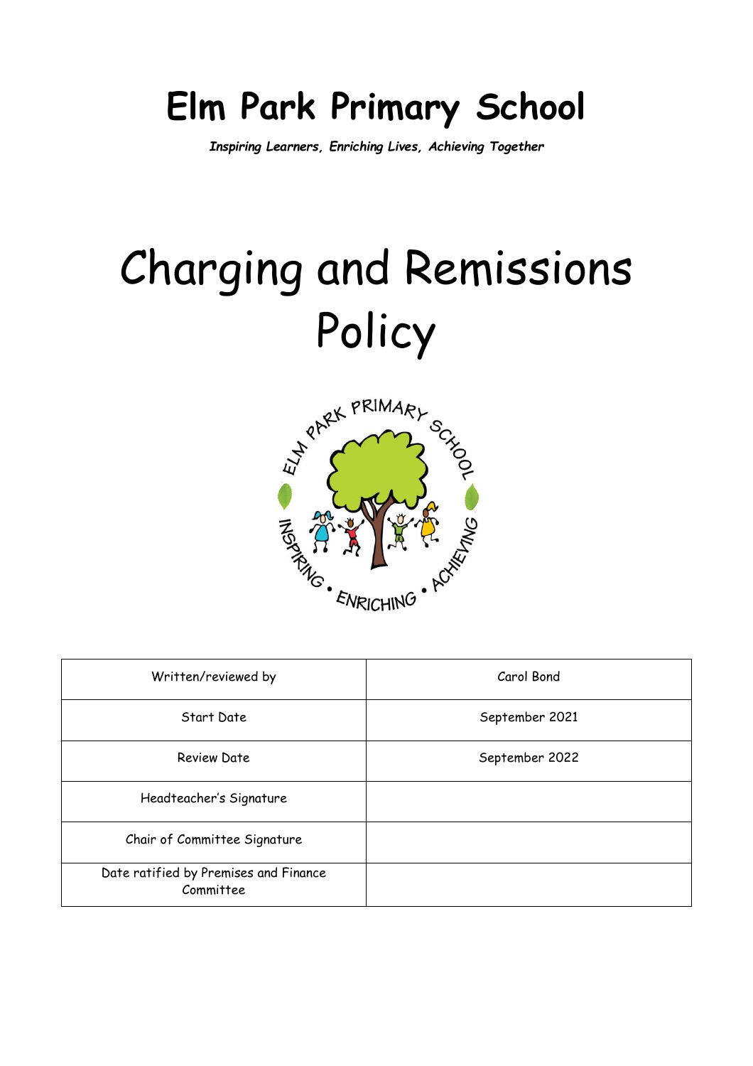# Elm Park Primary School

***Inspiring Learners, Enriching Lives, Achieving Together***

# Charging and Remissions Policy

| Written/reviewed by | Carol Bond |
|---|---|
| Start Date | September 2021 |
| Review Date | September 2022 |
| Headteacher's Signature | |
| Chair of Committee Signature | |
| Date ratified by Premises and Finance Committee | |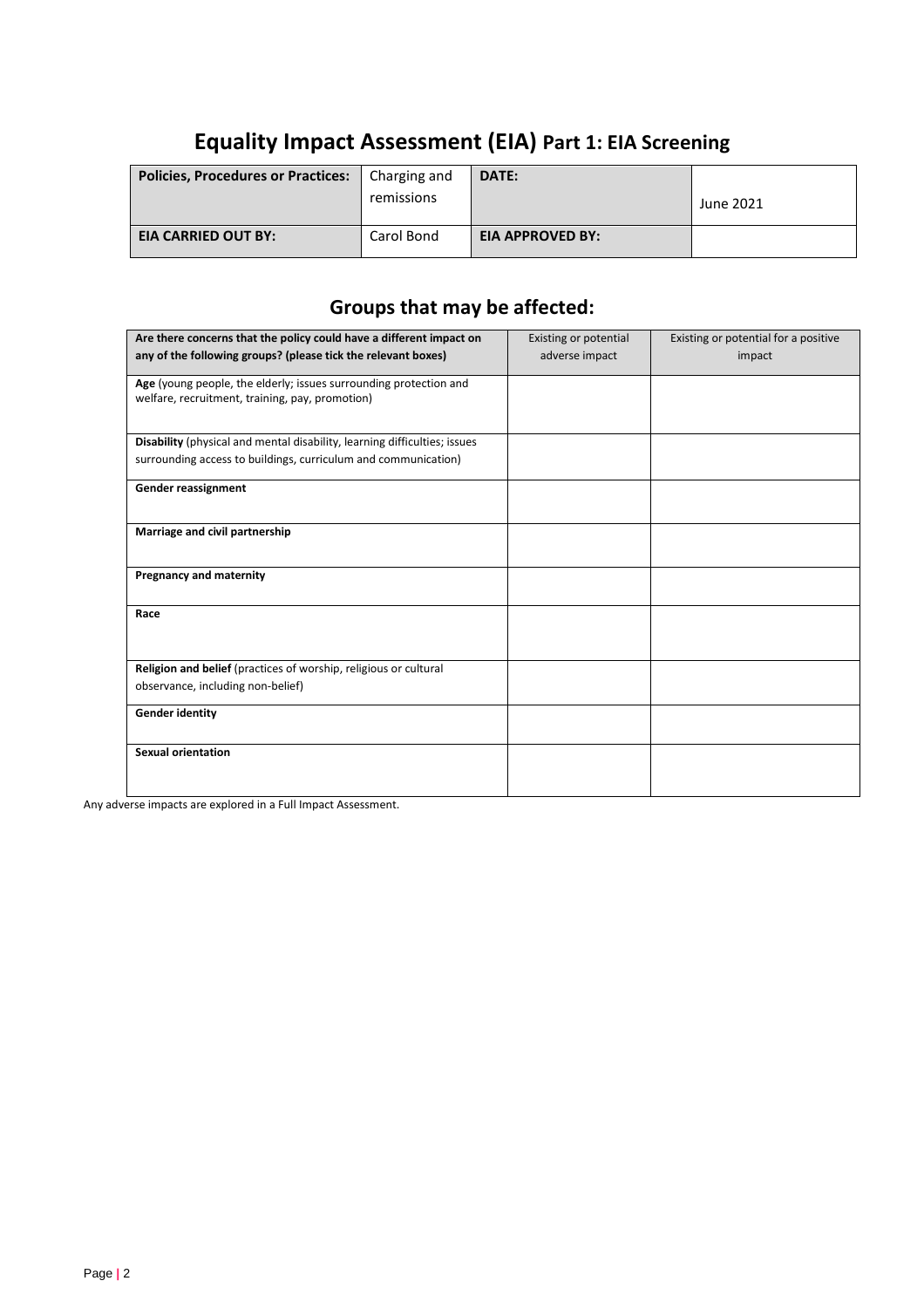# Equality Impact Assessment (EIA) Part 1: EIA Screening

| Policies, Procedures or Practices: | Charging and remissions | DATE: | June 2021 |
|---|---|---|---|
| **EIA CARRIED OUT BY:** | Carol Bond | **EIA APPROVED BY:** | |

## Groups that may be affected:

| Are there concerns that the policy could have a different impact on any of the following groups? (please tick the relevant boxes) | Existing or potential adverse impact | Existing or potential for a positive impact |
|---|---|---|
| **Age** (young people, the elderly; issues surrounding protection and welfare, recruitment, training, pay, promotion) | | |
| **Disability** (physical and mental disability, learning difficulties; issues surrounding access to buildings, curriculum and communication) | | |
| **Gender reassignment** | | |
| **Marriage and civil partnership** | | |
| **Pregnancy and maternity** | | |
| **Race** | | |
| **Religion and belief** (practices of worship, religious or cultural observance, including non-belief) | | |
| **Gender identity** | | |
| **Sexual orientation** | | |

Any adverse impacts are explored in a Full Impact Assessment.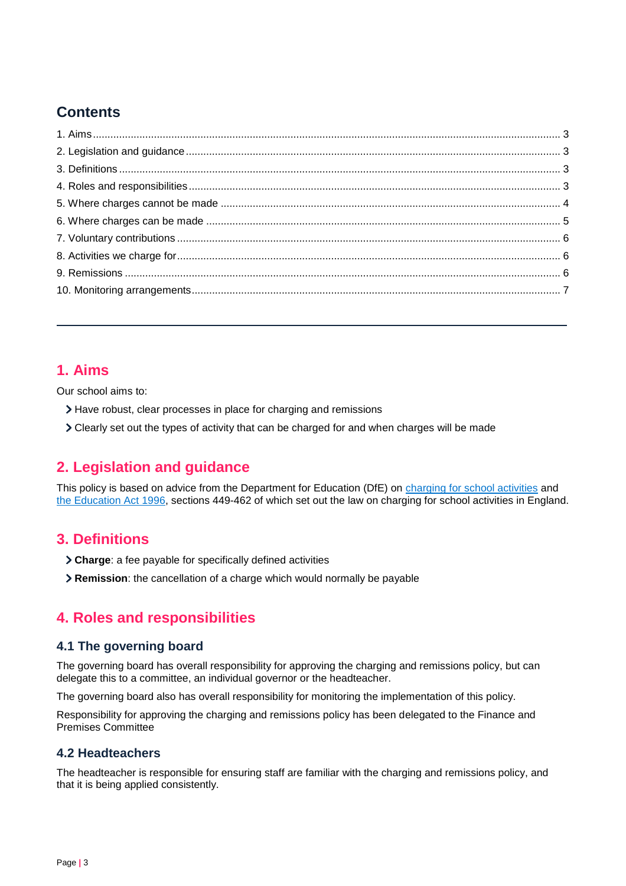## Contents

1. Aims ..... 3
2. Legislation and guidance ..... 3
3. Definitions ..... 3
4. Roles and responsibilities ..... 3
5. Where charges cannot be made ..... 4
6. Where charges can be made ..... 5
7. Voluntary contributions ..... 6
8. Activities we charge for ..... 6
9. Remissions ..... 6
10. Monitoring arrangements ..... 7

---

## 1. Aims

Our school aims to:

- Have robust, clear processes in place for charging and remissions
- Clearly set out the types of activity that can be charged for and when charges will be made

## 2. Legislation and guidance

This policy is based on advice from the Department for Education (DfE) on charging for school activities and the Education Act 1996, sections 449-462 of which set out the law on charging for school activities in England.

## 3. Definitions

- **Charge**: a fee payable for specifically defined activities
- **Remission**: the cancellation of a charge which would normally be payable

## 4. Roles and responsibilities

### 4.1 The governing board

The governing board has overall responsibility for approving the charging and remissions policy, but can delegate this to a committee, an individual governor or the headteacher.

The governing board also has overall responsibility for monitoring the implementation of this policy.

Responsibility for approving the charging and remissions policy has been delegated to the Finance and Premises Committee

### 4.2 Headteachers

The headteacher is responsible for ensuring staff are familiar with the charging and remissions policy, and that it is being applied consistently.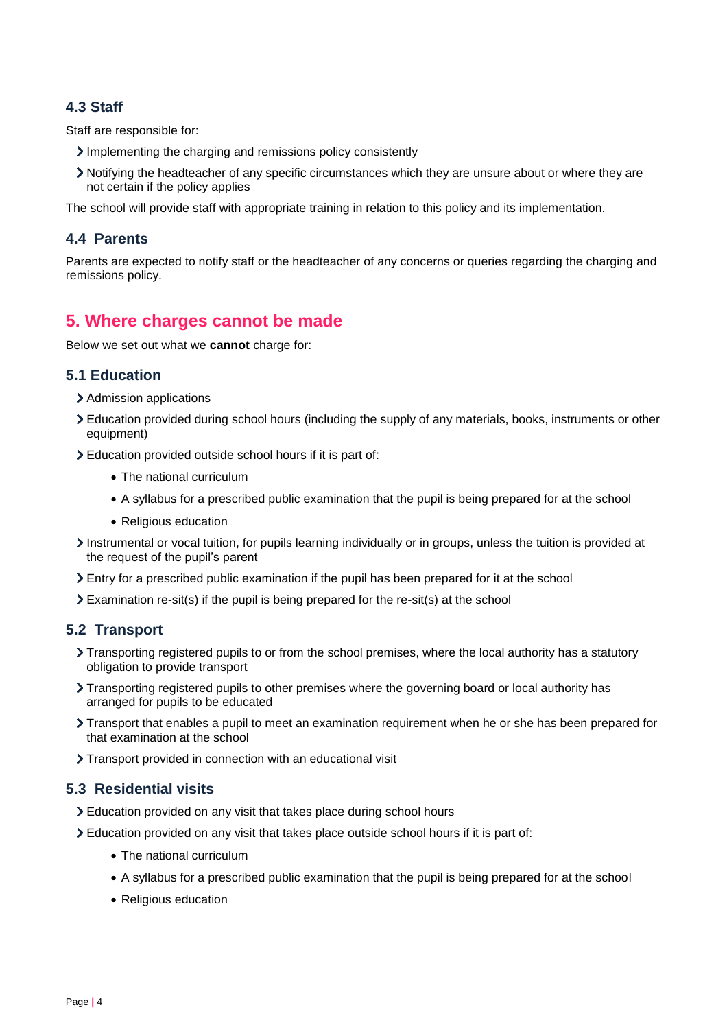### 4.3 Staff

Staff are responsible for:

- Implementing the charging and remissions policy consistently
- Notifying the headteacher of any specific circumstances which they are unsure about or where they are not certain if the policy applies

The school will provide staff with appropriate training in relation to this policy and its implementation.

### 4.4 Parents

Parents are expected to notify staff or the headteacher of any concerns or queries regarding the charging and remissions policy.

## 5. Where charges cannot be made

Below we set out what we **cannot** charge for:

### 5.1 Education

- Admission applications
- Education provided during school hours (including the supply of any materials, books, instruments or other equipment)
- Education provided outside school hours if it is part of:
  - The national curriculum
  - A syllabus for a prescribed public examination that the pupil is being prepared for at the school
  - Religious education
- Instrumental or vocal tuition, for pupils learning individually or in groups, unless the tuition is provided at the request of the pupil's parent
- Entry for a prescribed public examination if the pupil has been prepared for it at the school
- Examination re-sit(s) if the pupil is being prepared for the re-sit(s) at the school

### 5.2 Transport

- Transporting registered pupils to or from the school premises, where the local authority has a statutory obligation to provide transport
- Transporting registered pupils to other premises where the governing board or local authority has arranged for pupils to be educated
- Transport that enables a pupil to meet an examination requirement when he or she has been prepared for that examination at the school
- Transport provided in connection with an educational visit

### 5.3 Residential visits

- Education provided on any visit that takes place during school hours
- Education provided on any visit that takes place outside school hours if it is part of:
  - The national curriculum
  - A syllabus for a prescribed public examination that the pupil is being prepared for at the school
  - Religious education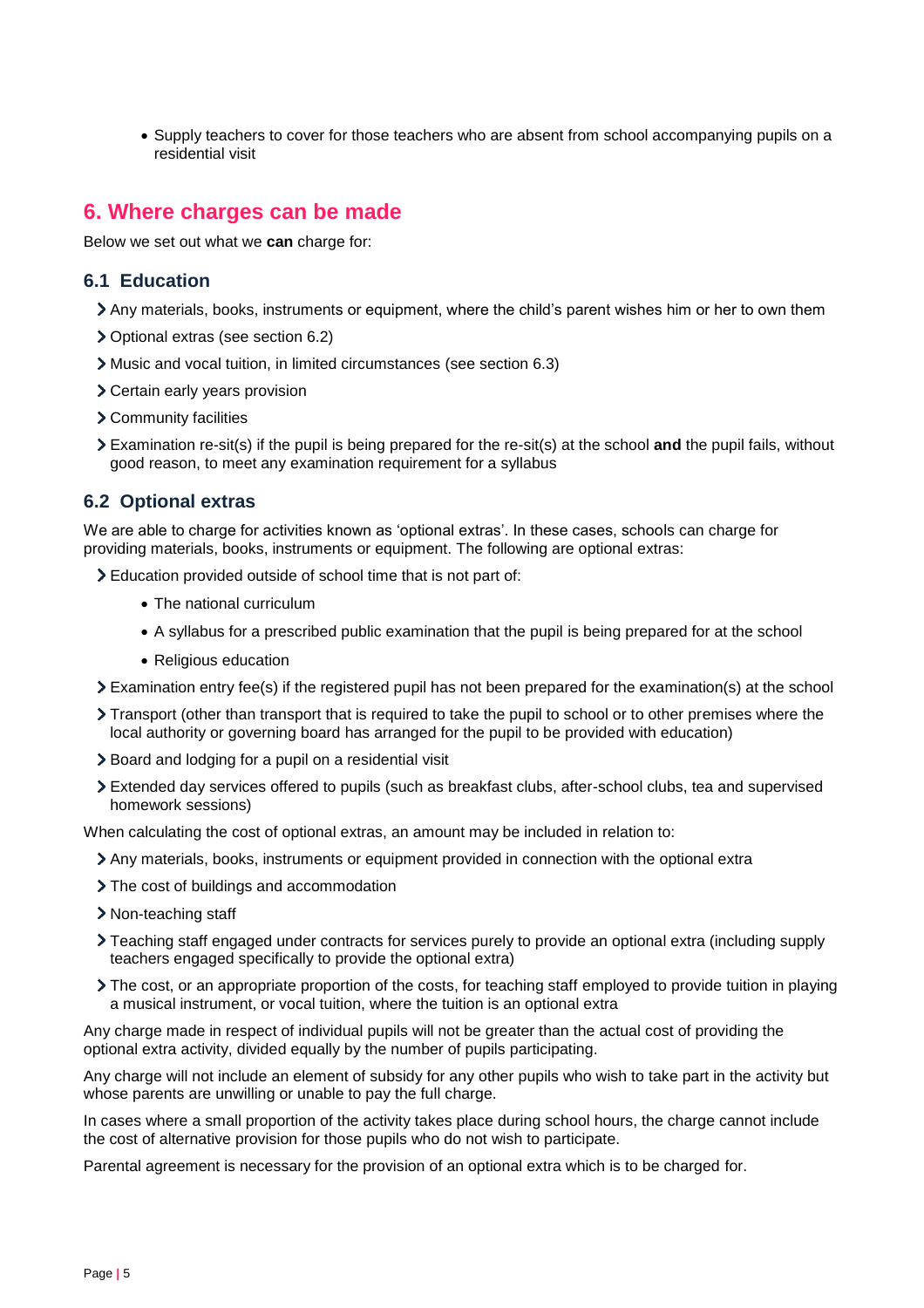- Supply teachers to cover for those teachers who are absent from school accompanying pupils on a residential visit

## 6. Where charges can be made

Below we set out what we **can** charge for:

### 6.1 Education

- Any materials, books, instruments or equipment, where the child's parent wishes him or her to own them
- Optional extras (see section 6.2)
- Music and vocal tuition, in limited circumstances (see section 6.3)
- Certain early years provision
- Community facilities
- Examination re-sit(s) if the pupil is being prepared for the re-sit(s) at the school **and** the pupil fails, without good reason, to meet any examination requirement for a syllabus

### 6.2 Optional extras

We are able to charge for activities known as 'optional extras'. In these cases, schools can charge for providing materials, books, instruments or equipment. The following are optional extras:

- Education provided outside of school time that is not part of:
  - The national curriculum
  - A syllabus for a prescribed public examination that the pupil is being prepared for at the school
  - Religious education
- Examination entry fee(s) if the registered pupil has not been prepared for the examination(s) at the school
- Transport (other than transport that is required to take the pupil to school or to other premises where the local authority or governing board has arranged for the pupil to be provided with education)
- Board and lodging for a pupil on a residential visit
- Extended day services offered to pupils (such as breakfast clubs, after-school clubs, tea and supervised homework sessions)

When calculating the cost of optional extras, an amount may be included in relation to:

- Any materials, books, instruments or equipment provided in connection with the optional extra
- The cost of buildings and accommodation
- Non-teaching staff
- Teaching staff engaged under contracts for services purely to provide an optional extra (including supply teachers engaged specifically to provide the optional extra)
- The cost, or an appropriate proportion of the costs, for teaching staff employed to provide tuition in playing a musical instrument, or vocal tuition, where the tuition is an optional extra

Any charge made in respect of individual pupils will not be greater than the actual cost of providing the optional extra activity, divided equally by the number of pupils participating.

Any charge will not include an element of subsidy for any other pupils who wish to take part in the activity but whose parents are unwilling or unable to pay the full charge.

In cases where a small proportion of the activity takes place during school hours, the charge cannot include the cost of alternative provision for those pupils who do not wish to participate.

Parental agreement is necessary for the provision of an optional extra which is to be charged for.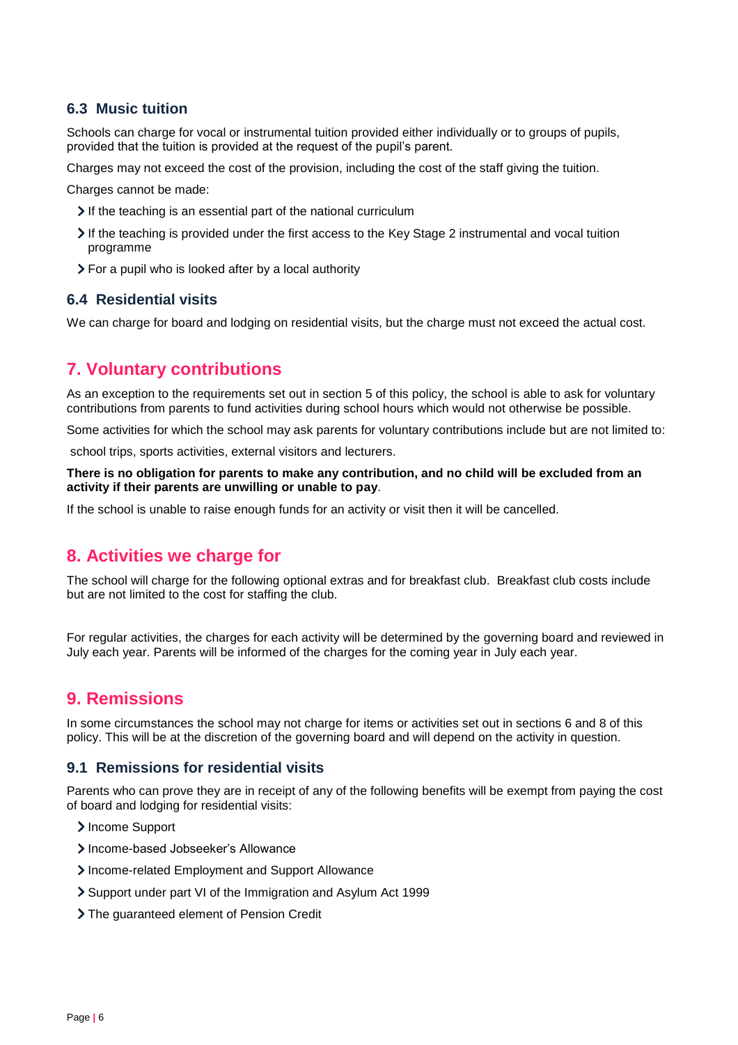### 6.3 Music tuition

Schools can charge for vocal or instrumental tuition provided either individually or to groups of pupils, provided that the tuition is provided at the request of the pupil's parent.

Charges may not exceed the cost of the provision, including the cost of the staff giving the tuition.

Charges cannot be made:

- If the teaching is an essential part of the national curriculum
- If the teaching is provided under the first access to the Key Stage 2 instrumental and vocal tuition programme
- For a pupil who is looked after by a local authority

### 6.4 Residential visits

We can charge for board and lodging on residential visits, but the charge must not exceed the actual cost.

## 7. Voluntary contributions

As an exception to the requirements set out in section 5 of this policy, the school is able to ask for voluntary contributions from parents to fund activities during school hours which would not otherwise be possible.

Some activities for which the school may ask parents for voluntary contributions include but are not limited to:

school trips, sports activities, external visitors and lecturers.

**There is no obligation for parents to make any contribution, and no child will be excluded from an activity if their parents are unwilling or unable to pay**.

If the school is unable to raise enough funds for an activity or visit then it will be cancelled.

## 8. Activities we charge for

The school will charge for the following optional extras and for breakfast club. Breakfast club costs include but are not limited to the cost for staffing the club.

For regular activities, the charges for each activity will be determined by the governing board and reviewed in July each year. Parents will be informed of the charges for the coming year in July each year.

## 9. Remissions

In some circumstances the school may not charge for items or activities set out in sections 6 and 8 of this policy. This will be at the discretion of the governing board and will depend on the activity in question.

### 9.1 Remissions for residential visits

Parents who can prove they are in receipt of any of the following benefits will be exempt from paying the cost of board and lodging for residential visits:

- Income Support
- Income-based Jobseeker's Allowance
- Income-related Employment and Support Allowance
- Support under part VI of the Immigration and Asylum Act 1999
- The guaranteed element of Pension Credit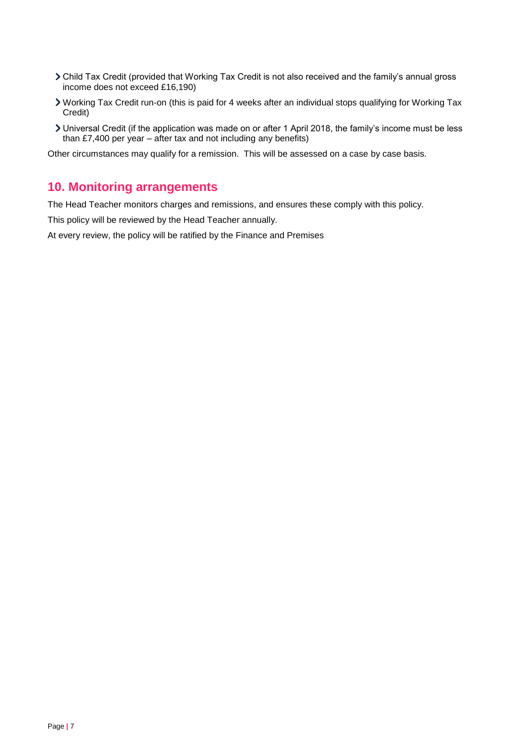- Child Tax Credit (provided that Working Tax Credit is not also received and the family's annual gross income does not exceed £16,190)
- Working Tax Credit run-on (this is paid for 4 weeks after an individual stops qualifying for Working Tax Credit)
- Universal Credit (if the application was made on or after 1 April 2018, the family's income must be less than £7,400 per year – after tax and not including any benefits)

Other circumstances may qualify for a remission. This will be assessed on a case by case basis.

## 10. Monitoring arrangements

The Head Teacher monitors charges and remissions, and ensures these comply with this policy.

This policy will be reviewed by the Head Teacher annually.

At every review, the policy will be ratified by the Finance and Premises